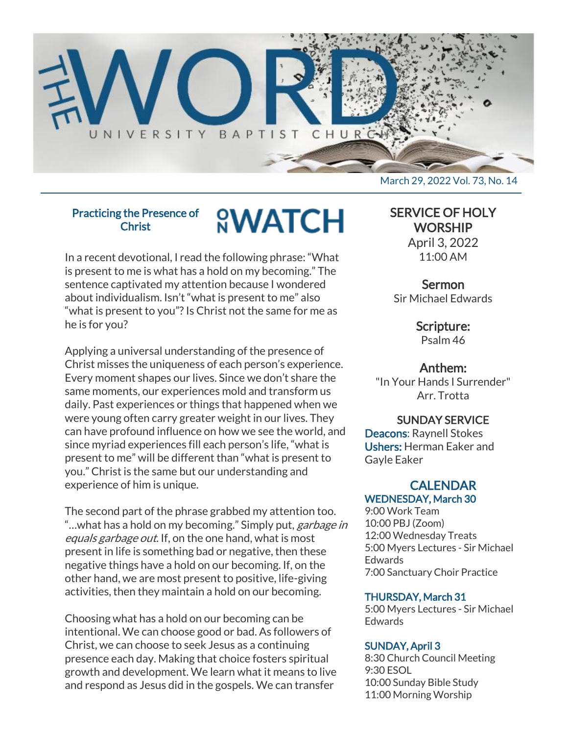# THE WORD

UNIVERSITY BAPTIST CHURCH

March 29, 2022 Vol. 73, No. 14

## Practicing the Presence of Christ

**ON WATCH**

In a recent devotional, I read the following phrase: "What is present to me is what has a hold on my becoming." The sentence captivated my attention because I wondered about individualism. Isn't "what is present to me" also "what is present to you"? Is Christ not the same for me as he is for you?

Applying a universal understanding of the presence of Christ misses the uniqueness of each person's experience. Every moment shapes our lives. Since we don't share the same moments, our experiences mold and transform us daily. Past experiences or things that happened when we were young often carry greater weight in our lives. They can have profound influence on how we see the world, and since myriad experiences fill each person's life, "what is present to me" will be different than "what is present to you." Christ is the same but our understanding and experience of him is unique.

The second part of the phrase grabbed my attention too. "...what has a hold on my becoming." Simply put, *garbage in equals garbage out*. If, on the one hand, what is most present in life is something bad or negative, then these negative things have a hold on our becoming. If, on the other hand, we are most present to positive, life-giving activities, then they maintain a hold on our becoming.

Choosing what has a hold on our becoming can be intentional. We can choose good or bad. As followers of Christ, we can choose to seek Jesus as a continuing presence each day. Making that choice fosters spiritual growth and development. We learn what it means to live and respond as Jesus did in the gospels. We can transfer

## SERVICE OF HOLY WORSHIP

April 3, 2022
11:00 AM

**Sermon**
Sir Michael Edwards

**Scripture:**
Psalm 46

**Anthem:**
"In Your Hands I Surrender"
Arr. Trotta

**SUNDAY SERVICE**

**Deacons**: Raynell Stokes
**Ushers:** Herman Eaker and Gayle Eaker

## CALENDAR

**WEDNESDAY, March 30**
9:00 Work Team
10:00 PBJ (Zoom)
12:00 Wednesday Treats
5:00 Myers Lectures - Sir Michael Edwards
7:00 Sanctuary Choir Practice

**THURSDAY, March 31**
5:00 Myers Lectures - Sir Michael Edwards

**SUNDAY, April 3**
8:30 Church Council Meeting
9:30 ESOL
10:00 Sunday Bible Study
11:00 Morning Worship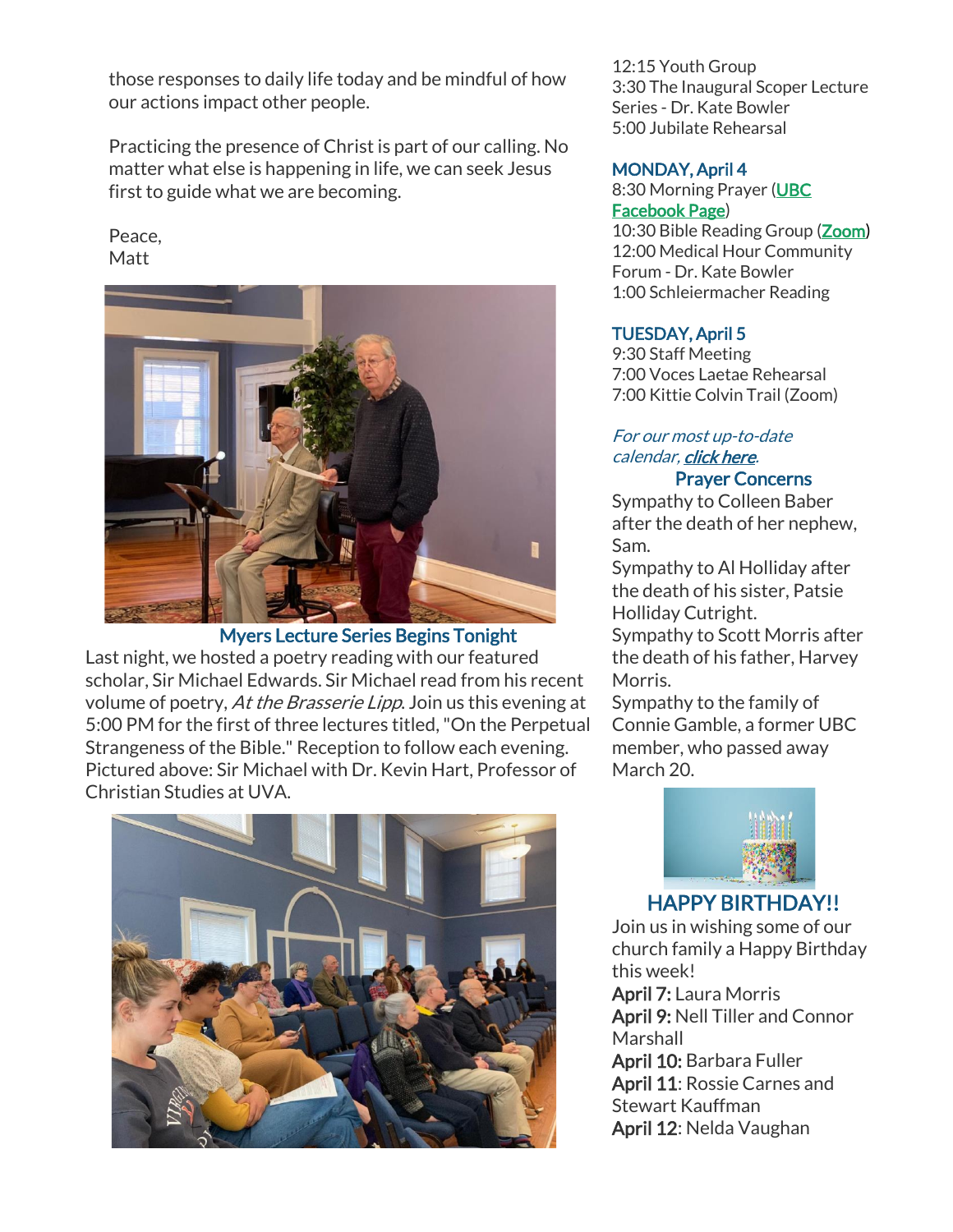those responses to daily life today and be mindful of how our actions impact other people.

Practicing the presence of Christ is part of our calling. No matter what else is happening in life, we can seek Jesus first to guide what we are becoming.

Peace,
Matt

## Myers Lecture Series Begins Tonight

Last night, we hosted a poetry reading with our featured scholar, Sir Michael Edwards. Sir Michael read from his recent volume of poetry, *At the Brasserie Lipp*. Join us this evening at 5:00 PM for the first of three lectures titled, "On the Perpetual Strangeness of the Bible." Reception to follow each evening. Pictured above: Sir Michael with Dr. Kevin Hart, Professor of Christian Studies at UVA.

12:15 Youth Group
3:30 The Inaugural Scoper Lecture Series - Dr. Kate Bowler
5:00 Jubilate Rehearsal

### MONDAY, April 4

8:30 Morning Prayer (UBC Facebook Page)
10:30 Bible Reading Group (Zoom)
12:00 Medical Hour Community Forum - Dr. Kate Bowler
1:00 Schleiermacher Reading

### TUESDAY, April 5

9:30 Staff Meeting
7:00 Voces Laetae Rehearsal
7:00 Kittie Colvin Trail (Zoom)

*For our most up-to-date calendar, **click here**.*

## Prayer Concerns

Sympathy to Colleen Baber after the death of her nephew, Sam.
Sympathy to Al Holliday after the death of his sister, Patsie Holliday Cutright.
Sympathy to Scott Morris after the death of his father, Harvey Morris.
Sympathy to the family of Connie Gamble, a former UBC member, who passed away March 20.

## HAPPY BIRTHDAY!!

Join us in wishing some of our church family a Happy Birthday this week!
**April 7:** Laura Morris
**April 9:** Nell Tiller and Connor Marshall
**April 10:** Barbara Fuller
**April 11**: Rossie Carnes and Stewart Kauffman
**April 12**: Nelda Vaughan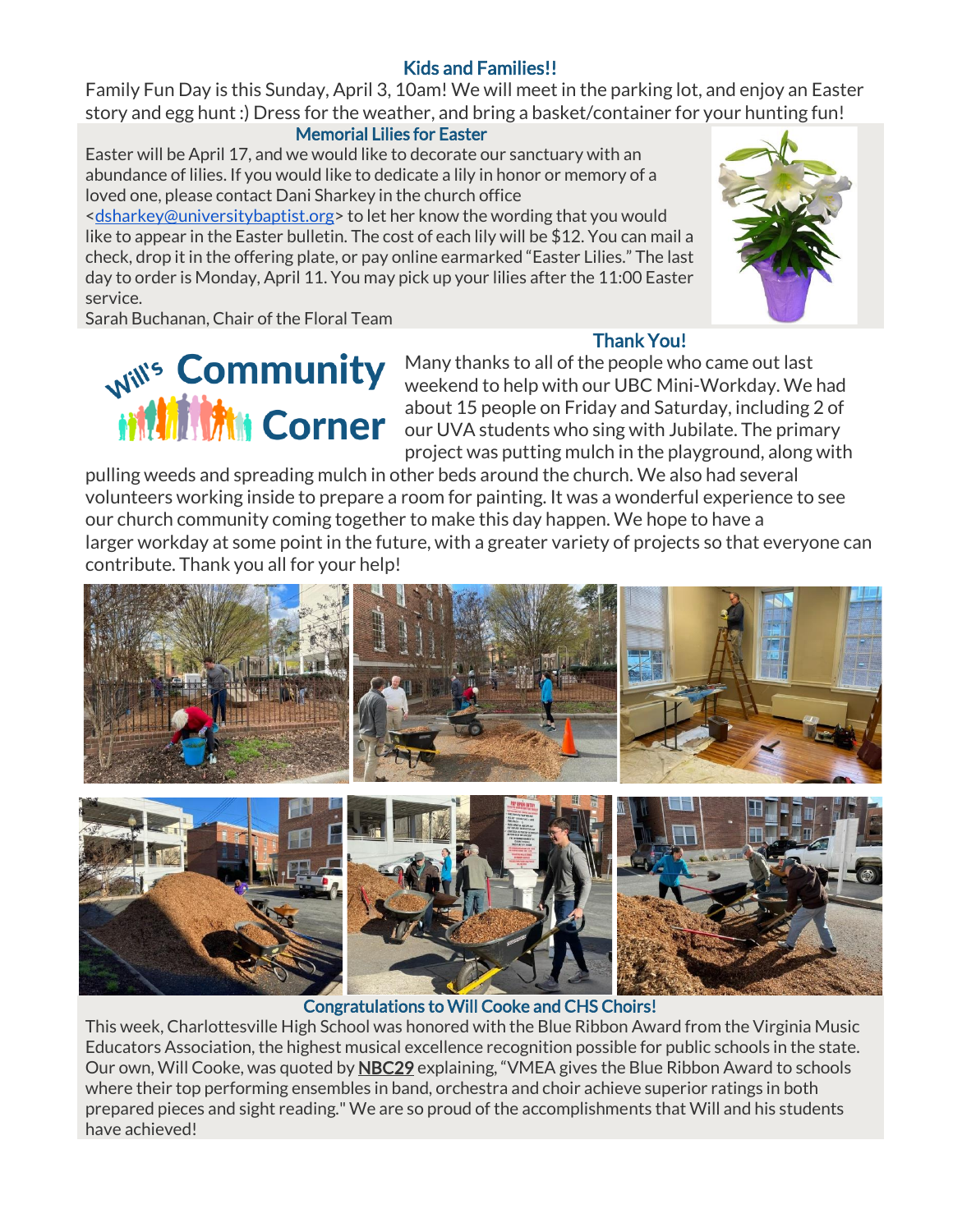## Kids and Families!!

Family Fun Day is this Sunday, April 3, 10am! We will meet in the parking lot, and enjoy an Easter story and egg hunt :) Dress for the weather, and bring a basket/container for your hunting fun!

## Memorial Lilies for Easter

Easter will be April 17, and we would like to decorate our sanctuary with an abundance of lilies. If you would like to dedicate a lily in honor or memory of a loved one, please contact Dani Sharkey in the church office <dsharkey@universitybaptist.org> to let her know the wording that you would like to appear in the Easter bulletin. The cost of each lily will be $12. You can mail a check, drop it in the offering plate, or pay online earmarked "Easter Lilies." The last day to order is Monday, April 11. You may pick up your lilies after the 11:00 Easter service.

Sarah Buchanan, Chair of the Floral Team

# Will's Community Corner

## Thank You!

Many thanks to all of the people who came out last weekend to help with our UBC Mini-Workday. We had about 15 people on Friday and Saturday, including 2 of our UVA students who sing with Jubilate. The primary project was putting mulch in the playground, along with pulling weeds and spreading mulch in other beds around the church. We also had several volunteers working inside to prepare a room for painting. It was a wonderful experience to see our church community coming together to make this day happen. We hope to have a larger workday at some point in the future, with a greater variety of projects so that everyone can contribute. Thank you all for your help!

## Congratulations to Will Cooke and CHS Choirs!

This week, Charlottesville High School was honored with the Blue Ribbon Award from the Virginia Music Educators Association, the highest musical excellence recognition possible for public schools in the state. Our own, Will Cooke, was quoted by NBC29 explaining, "VMEA gives the Blue Ribbon Award to schools where their top performing ensembles in band, orchestra and choir achieve superior ratings in both prepared pieces and sight reading." We are so proud of the accomplishments that Will and his students have achieved!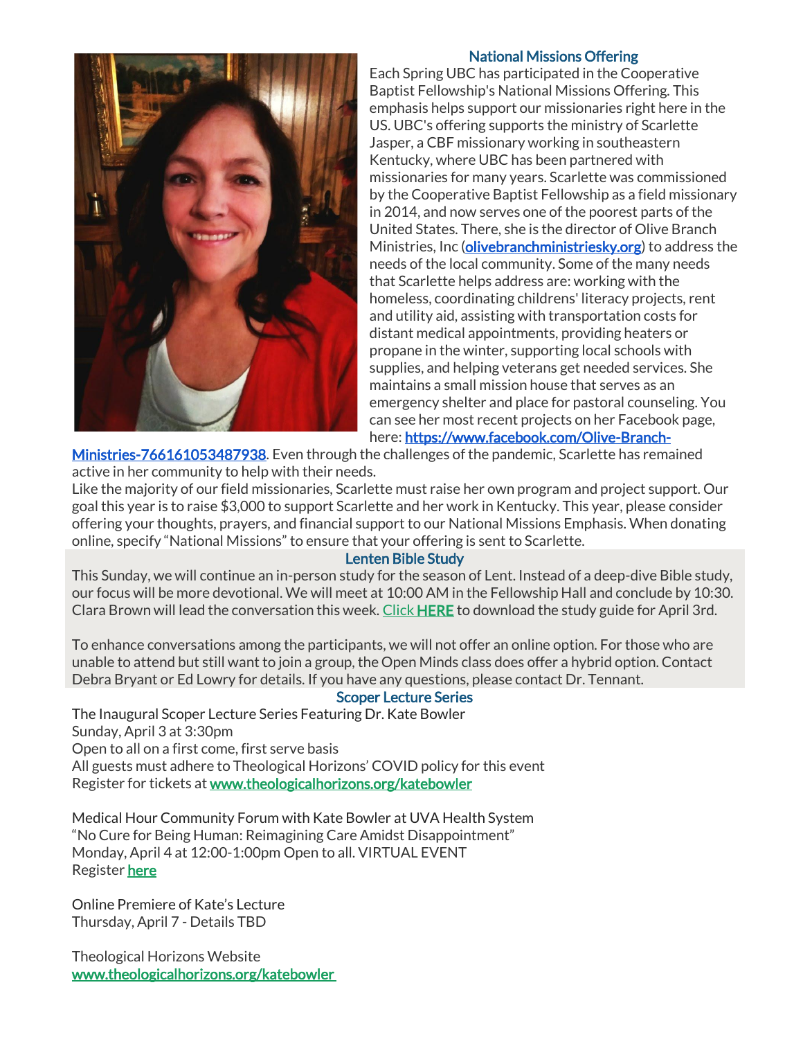## National Missions Offering

Each Spring UBC has participated in the Cooperative Baptist Fellowship's National Missions Offering. This emphasis helps support our missionaries right here in the US. UBC's offering supports the ministry of Scarlette Jasper, a CBF missionary working in southeastern Kentucky, where UBC has been partnered with missionaries for many years. Scarlette was commissioned by the Cooperative Baptist Fellowship as a field missionary in 2014, and now serves one of the poorest parts of the United States. There, she is the director of Olive Branch Ministries, Inc (**olivebranchministriesky.org**) to address the needs of the local community. Some of the many needs that Scarlette helps address are: working with the homeless, coordinating childrens' literacy projects, rent and utility aid, assisting with transportation costs for distant medical appointments, providing heaters or propane in the winter, supporting local schools with supplies, and helping veterans get needed services. She maintains a small mission house that serves as an emergency shelter and place for pastoral counseling. You can see her most recent projects on her Facebook page, here: **https://www.facebook.com/Olive-Branch-Ministries-766161053487938**. Even through the challenges of the pandemic, Scarlette has remained active in her community to help with their needs.

Like the majority of our field missionaries, Scarlette must raise her own program and project support. Our goal this year is to raise $3,000 to support Scarlette and her work in Kentucky. This year, please consider offering your thoughts, prayers, and financial support to our National Missions Emphasis. When donating online, specify "National Missions" to ensure that your offering is sent to Scarlette.

## Lenten Bible Study

This Sunday, we will continue an in-person study for the season of Lent. Instead of a deep-dive Bible study, our focus will be more devotional. We will meet at 10:00 AM in the Fellowship Hall and conclude by 10:30. Clara Brown will lead the conversation this week. Click **HERE** to download the study guide for April 3rd.

To enhance conversations among the participants, we will not offer an online option. For those who are unable to attend but still want to join a group, the Open Minds class does offer a hybrid option. Contact Debra Bryant or Ed Lowry for details. If you have any questions, please contact Dr. Tennant.

## Scoper Lecture Series

The Inaugural Scoper Lecture Series Featuring Dr. Kate Bowler
Sunday, April 3 at 3:30pm
Open to all on a first come, first serve basis
All guests must adhere to Theological Horizons' COVID policy for this event
Register for tickets at **www.theologicalhorizons.org/katebowler**

Medical Hour Community Forum with Kate Bowler at UVA Health System
"No Cure for Being Human: Reimagining Care Amidst Disappointment"
Monday, April 4 at 12:00-1:00pm Open to all. VIRTUAL EVENT
Register **here**

Online Premiere of Kate's Lecture
Thursday, April 7 - Details TBD

Theological Horizons Website
**www.theologicalhorizons.org/katebowler**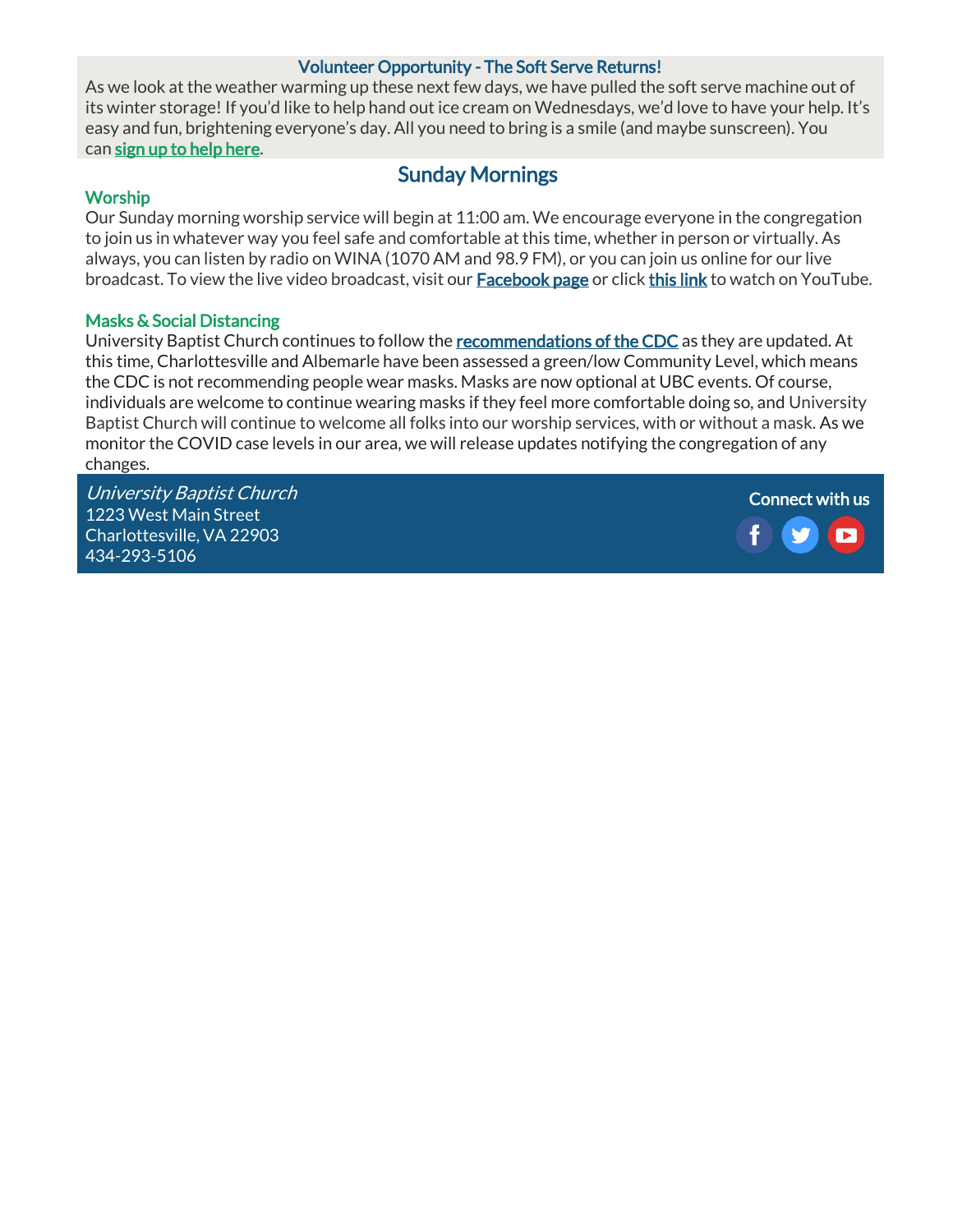### Volunteer Opportunity - The Soft Serve Returns!

As we look at the weather warming up these next few days, we have pulled the soft serve machine out of its winter storage! If you'd like to help hand out ice cream on Wednesdays, we'd love to have your help. It's easy and fun, brightening everyone's day. All you need to bring is a smile (and maybe sunscreen). You can **sign up to help here**.

## Sunday Mornings

### Worship

Our Sunday morning worship service will begin at 11:00 am. We encourage everyone in the congregation to join us in whatever way you feel safe and comfortable at this time, whether in person or virtually. As always, you can listen by radio on WINA (1070 AM and 98.9 FM), or you can join us online for our live broadcast. To view the live video broadcast, visit our **Facebook page** or click **this link** to watch on YouTube.

### Masks & Social Distancing

University Baptist Church continues to follow the **recommendations of the CDC** as they are updated. At this time, Charlottesville and Albemarle have been assessed a green/low Community Level, which means the CDC is not recommending people wear masks. Masks are now optional at UBC events. Of course, individuals are welcome to continue wearing masks if they feel more comfortable doing so, and University Baptist Church will continue to welcome all folks into our worship services, with or without a mask. As we monitor the COVID case levels in our area, we will release updates notifying the congregation of any changes.

*University Baptist Church*
1223 West Main Street
Charlottesville, VA 22903
434-293-5106

Connect with us